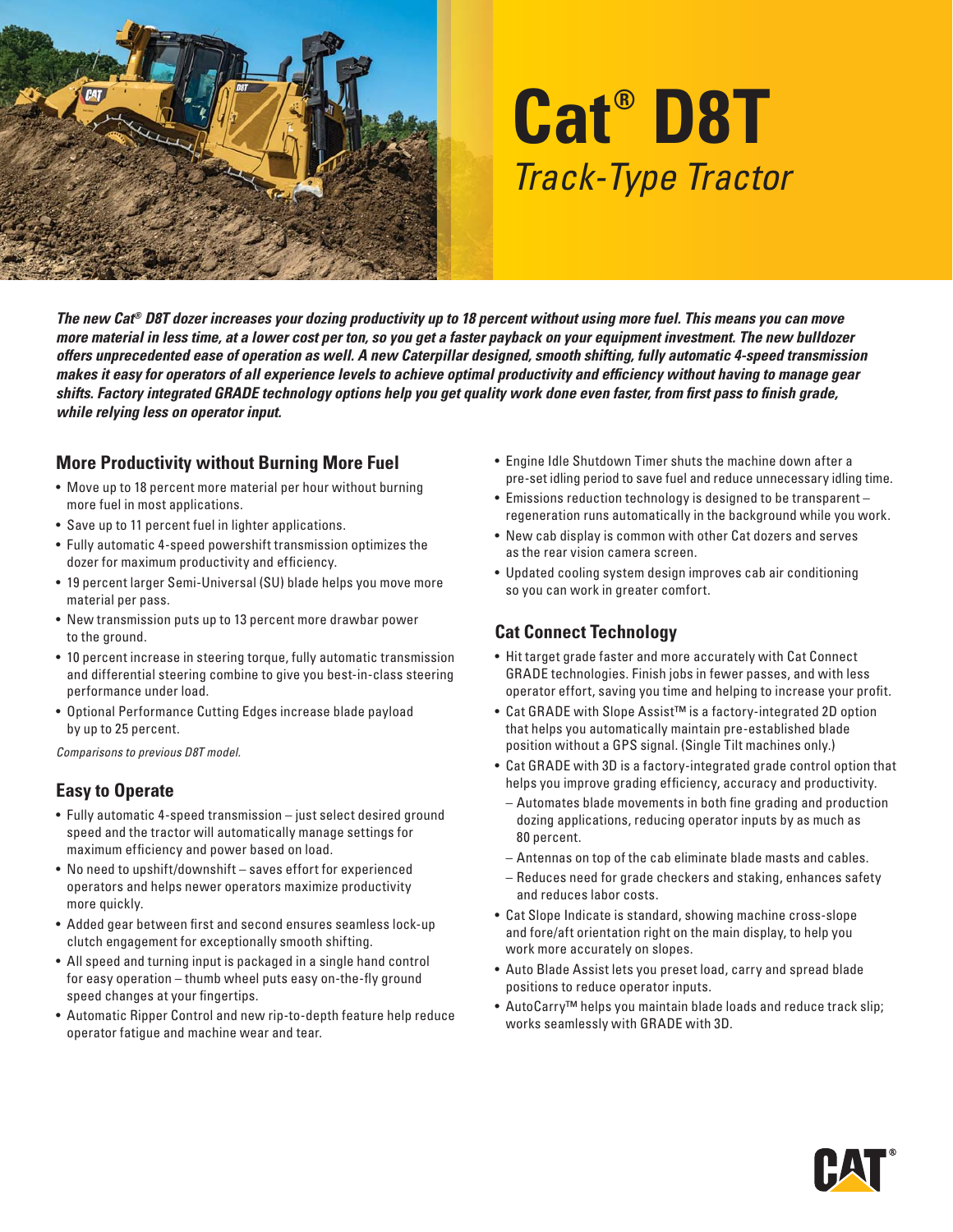# Cat® D8T

## Track-Type Tractor

***The new Cat® D8T dozer increases your dozing productivity up to 18 percent without using more fuel. This means you can move more material in less time, at a lower cost per ton, so you get a faster payback on your equipment investment. The new bulldozer offers unprecedented ease of operation as well. A new Caterpillar designed, smooth shifting, fully automatic 4-speed transmission makes it easy for operators of all experience levels to achieve optimal productivity and efficiency without having to manage gear shifts. Factory integrated GRADE technology options help you get quality work done even faster, from first pass to finish grade, while relying less on operator input.***

### More Productivity without Burning More Fuel

- Move up to 18 percent more material per hour without burning more fuel in most applications.
- Save up to 11 percent fuel in lighter applications.
- Fully automatic 4-speed powershift transmission optimizes the dozer for maximum productivity and efficiency.
- 19 percent larger Semi-Universal (SU) blade helps you move more material per pass.
- New transmission puts up to 13 percent more drawbar power to the ground.
- 10 percent increase in steering torque, fully automatic transmission and differential steering combine to give you best-in-class steering performance under load.
- Optional Performance Cutting Edges increase blade payload by up to 25 percent.

*Comparisons to previous D8T model.*

### Easy to Operate

- Fully automatic 4-speed transmission – just select desired ground speed and the tractor will automatically manage settings for maximum efficiency and power based on load.
- No need to upshift/downshift – saves effort for experienced operators and helps newer operators maximize productivity more quickly.
- Added gear between first and second ensures seamless lock-up clutch engagement for exceptionally smooth shifting.
- All speed and turning input is packaged in a single hand control for easy operation – thumb wheel puts easy on-the-fly ground speed changes at your fingertips.
- Automatic Ripper Control and new rip-to-depth feature help reduce operator fatigue and machine wear and tear.
- Engine Idle Shutdown Timer shuts the machine down after a pre-set idling period to save fuel and reduce unnecessary idling time.
- Emissions reduction technology is designed to be transparent – regeneration runs automatically in the background while you work.
- New cab display is common with other Cat dozers and serves as the rear vision camera screen.
- Updated cooling system design improves cab air conditioning so you can work in greater comfort.

### Cat Connect Technology

- Hit target grade faster and more accurately with Cat Connect GRADE technologies. Finish jobs in fewer passes, and with less operator effort, saving you time and helping to increase your profit.
- Cat GRADE with Slope Assist™ is a factory-integrated 2D option that helps you automatically maintain pre-established blade position without a GPS signal. (Single Tilt machines only.)
- Cat GRADE with 3D is a factory-integrated grade control option that helps you improve grading efficiency, accuracy and productivity.
  - Automates blade movements in both fine grading and production dozing applications, reducing operator inputs by as much as 80 percent.
  - Antennas on top of the cab eliminate blade masts and cables.
  - Reduces need for grade checkers and staking, enhances safety and reduces labor costs.
- Cat Slope Indicate is standard, showing machine cross-slope and fore/aft orientation right on the main display, to help you work more accurately on slopes.
- Auto Blade Assist lets you preset load, carry and spread blade positions to reduce operator inputs.
- AutoCarry™ helps you maintain blade loads and reduce track slip; works seamlessly with GRADE with 3D.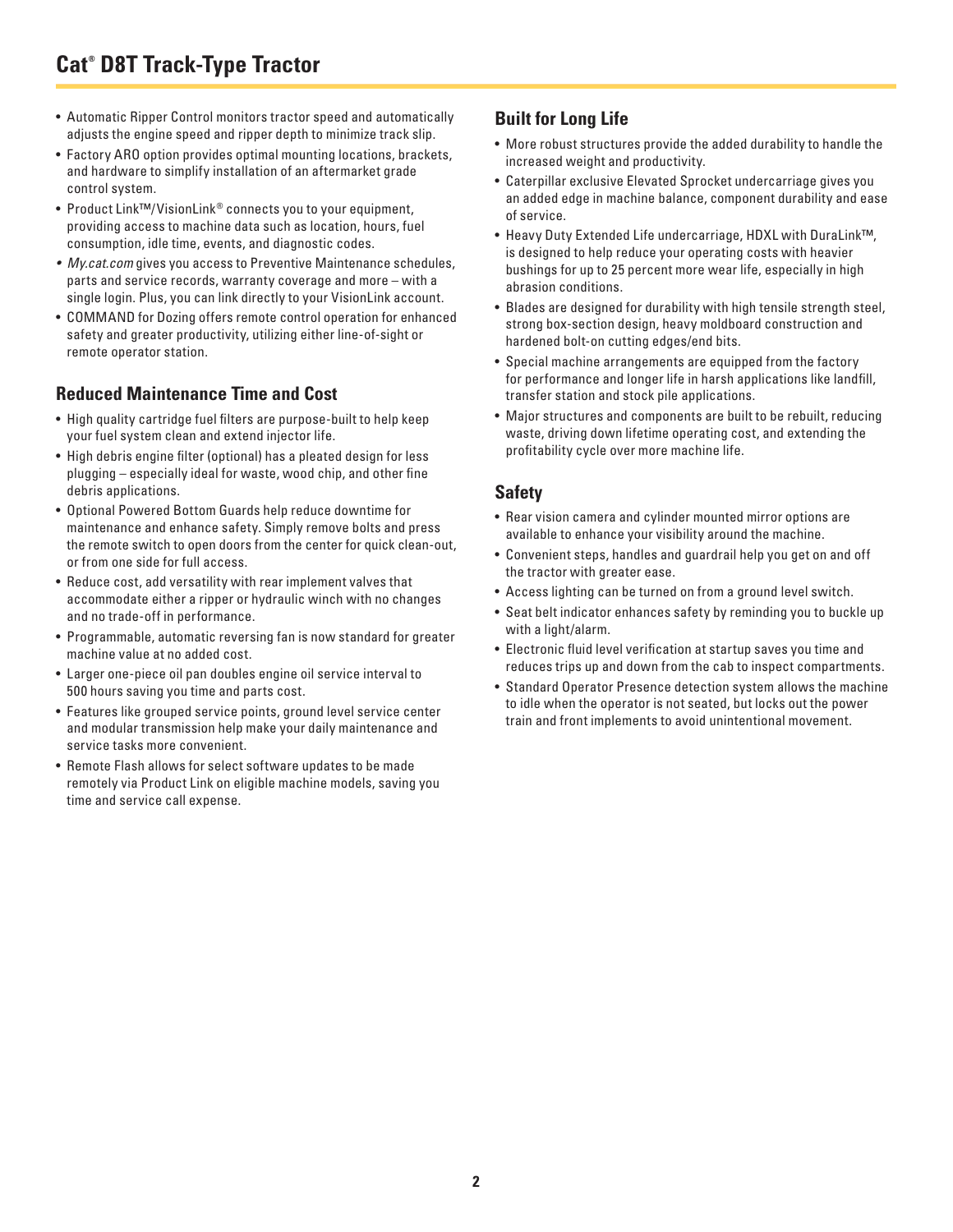- Automatic Ripper Control monitors tractor speed and automatically adjusts the engine speed and ripper depth to minimize track slip.
- Factory ARO option provides optimal mounting locations, brackets, and hardware to simplify installation of an aftermarket grade control system.
- Product Link™/VisionLink® connects you to your equipment, providing access to machine data such as location, hours, fuel consumption, idle time, events, and diagnostic codes.
- *My.cat.com* gives you access to Preventive Maintenance schedules, parts and service records, warranty coverage and more – with a single login. Plus, you can link directly to your VisionLink account.
- COMMAND for Dozing offers remote control operation for enhanced safety and greater productivity, utilizing either line-of-sight or remote operator station.

## Reduced Maintenance Time and Cost

- High quality cartridge fuel filters are purpose-built to help keep your fuel system clean and extend injector life.
- High debris engine filter (optional) has a pleated design for less plugging – especially ideal for waste, wood chip, and other fine debris applications.
- Optional Powered Bottom Guards help reduce downtime for maintenance and enhance safety. Simply remove bolts and press the remote switch to open doors from the center for quick clean-out, or from one side for full access.
- Reduce cost, add versatility with rear implement valves that accommodate either a ripper or hydraulic winch with no changes and no trade-off in performance.
- Programmable, automatic reversing fan is now standard for greater machine value at no added cost.
- Larger one-piece oil pan doubles engine oil service interval to 500 hours saving you time and parts cost.
- Features like grouped service points, ground level service center and modular transmission help make your daily maintenance and service tasks more convenient.
- Remote Flash allows for select software updates to be made remotely via Product Link on eligible machine models, saving you time and service call expense.

## Built for Long Life

- More robust structures provide the added durability to handle the increased weight and productivity.
- Caterpillar exclusive Elevated Sprocket undercarriage gives you an added edge in machine balance, component durability and ease of service.
- Heavy Duty Extended Life undercarriage, HDXL with DuraLink™, is designed to help reduce your operating costs with heavier bushings for up to 25 percent more wear life, especially in high abrasion conditions.
- Blades are designed for durability with high tensile strength steel, strong box-section design, heavy moldboard construction and hardened bolt-on cutting edges/end bits.
- Special machine arrangements are equipped from the factory for performance and longer life in harsh applications like landfill, transfer station and stock pile applications.
- Major structures and components are built to be rebuilt, reducing waste, driving down lifetime operating cost, and extending the profitability cycle over more machine life.

## Safety

- Rear vision camera and cylinder mounted mirror options are available to enhance your visibility around the machine.
- Convenient steps, handles and guardrail help you get on and off the tractor with greater ease.
- Access lighting can be turned on from a ground level switch.
- Seat belt indicator enhances safety by reminding you to buckle up with a light/alarm.
- Electronic fluid level verification at startup saves you time and reduces trips up and down from the cab to inspect compartments.
- Standard Operator Presence detection system allows the machine to idle when the operator is not seated, but locks out the power train and front implements to avoid unintentional movement.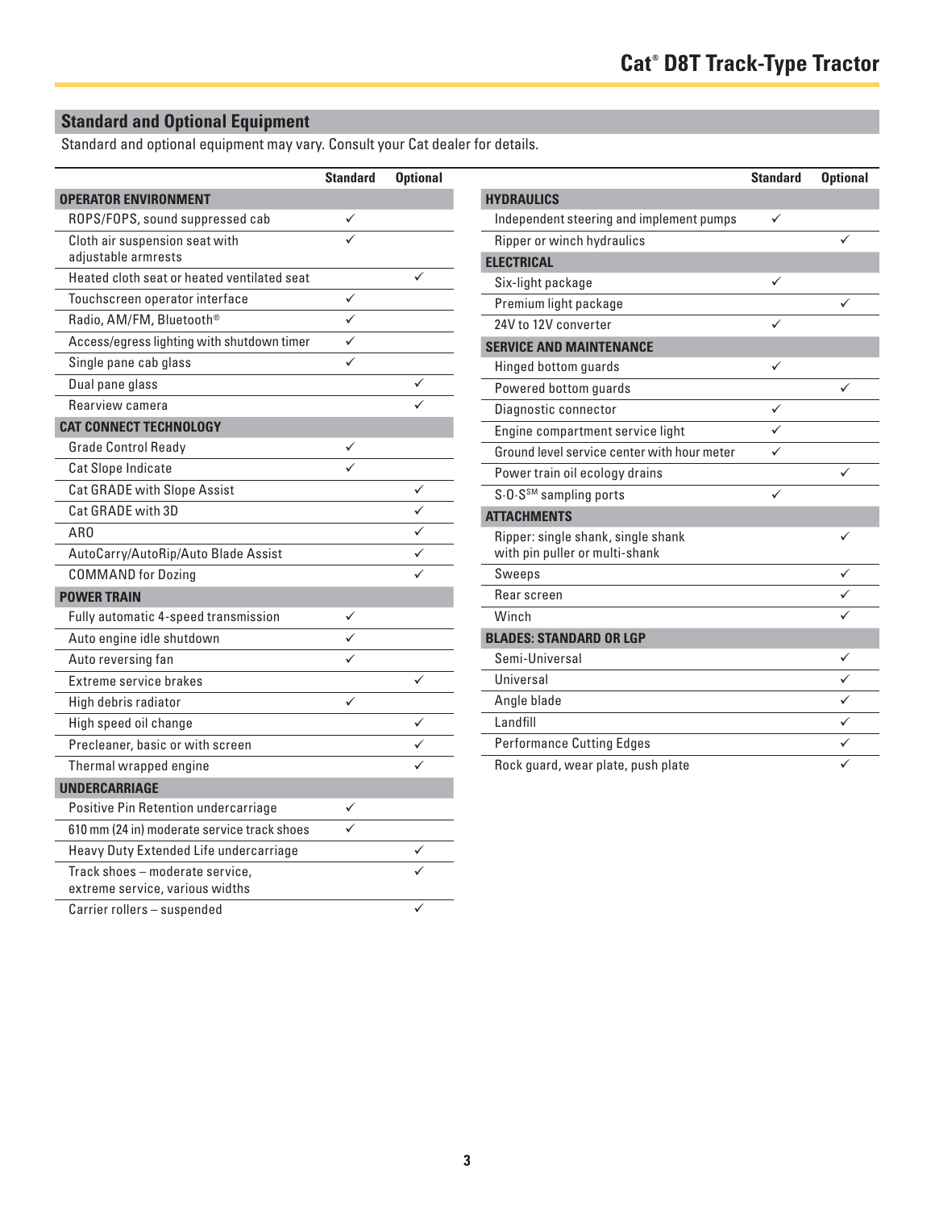## Standard and Optional Equipment

Standard and optional equipment may vary. Consult your Cat dealer for details.

| | Standard | Optional |
|---|---|---|
| **OPERATOR ENVIRONMENT** | | |
| ROPS/FOPS, sound suppressed cab | ✓ | |
| Cloth air suspension seat with adjustable armrests | ✓ | |
| Heated cloth seat or heated ventilated seat | | ✓ |
| Touchscreen operator interface | ✓ | |
| Radio, AM/FM, Bluetooth® | ✓ | |
| Access/egress lighting with shutdown timer | ✓ | |
| Single pane cab glass | ✓ | |
| Dual pane glass | | ✓ |
| Rearview camera | | ✓ |
| **CAT CONNECT TECHNOLOGY** | | |
| Grade Control Ready | ✓ | |
| Cat Slope Indicate | ✓ | |
| Cat GRADE with Slope Assist | | ✓ |
| Cat GRADE with 3D | | ✓ |
| ARO | | ✓ |
| AutoCarry/AutoRip/Auto Blade Assist | | ✓ |
| COMMAND for Dozing | | ✓ |
| **POWER TRAIN** | | |
| Fully automatic 4-speed transmission | ✓ | |
| Auto engine idle shutdown | ✓ | |
| Auto reversing fan | ✓ | |
| Extreme service brakes | | ✓ |
| High debris radiator | ✓ | |
| High speed oil change | | ✓ |
| Precleaner, basic or with screen | | ✓ |
| Thermal wrapped engine | | ✓ |
| **UNDERCARRIAGE** | | |
| Positive Pin Retention undercarriage | ✓ | |
| 610 mm (24 in) moderate service track shoes | ✓ | |
| Heavy Duty Extended Life undercarriage | | ✓ |
| Track shoes – moderate service, extreme service, various widths | | ✓ |
| Carrier rollers – suspended | | ✓ |

| | Standard | Optional |
|---|---|---|
| **HYDRAULICS** | | |
| Independent steering and implement pumps | ✓ | |
| Ripper or winch hydraulics | | ✓ |
| **ELECTRICAL** | | |
| Six-light package | ✓ | |
| Premium light package | | ✓ |
| 24V to 12V converter | ✓ | |
| **SERVICE AND MAINTENANCE** | | |
| Hinged bottom guards | ✓ | |
| Powered bottom guards | | ✓ |
| Diagnostic connector | ✓ | |
| Engine compartment service light | ✓ | |
| Ground level service center with hour meter | ✓ | |
| Power train oil ecology drains | | ✓ |
| S·O·S℠ sampling ports | ✓ | |
| **ATTACHMENTS** | | |
| Ripper: single shank, single shank with pin puller or multi-shank | | ✓ |
| Sweeps | | ✓ |
| Rear screen | | ✓ |
| Winch | | ✓ |
| **BLADES: STANDARD OR LGP** | | |
| Semi-Universal | | ✓ |
| Universal | | ✓ |
| Angle blade | | ✓ |
| Landfill | | ✓ |
| Performance Cutting Edges | | ✓ |
| Rock guard, wear plate, push plate | | ✓ |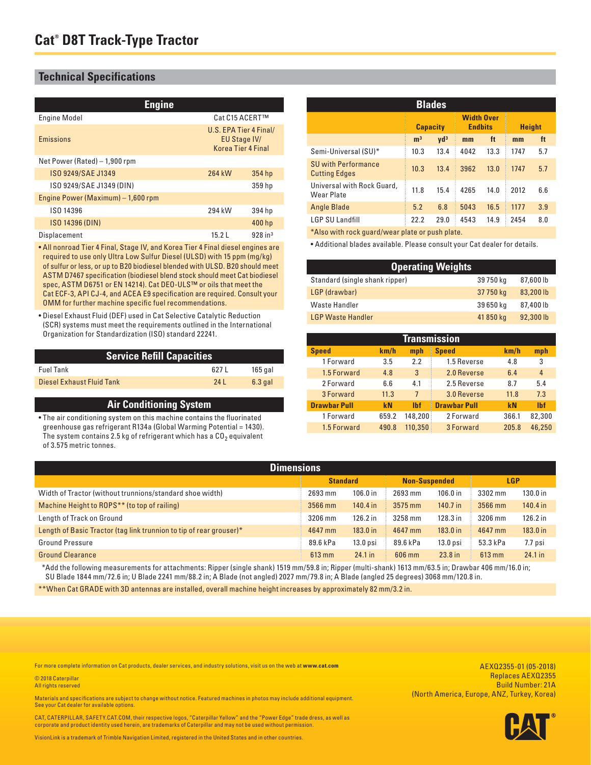# Cat® D8T Track-Type Tractor

## Technical Specifications

| Engine | | |
|---|---|---|
| Engine Model | Cat C15 ACERT™ | |
| Emissions | U.S. EPA Tier 4 Final/ EU Stage IV/ Korea Tier 4 Final | |
| Net Power (Rated) – 1,900 rpm | | |
| ISO 9249/SAE J1349 | 264 kW | 354 hp |
| ISO 9249/SAE J1349 (DIN) | | 359 hp |
| Engine Power (Maximum) – 1,600 rpm | | |
| ISO 14396 | 294 kW | 394 hp |
| ISO 14396 (DIN) | | 400 hp |
| Displacement | 15.2 L | 928 in³ |

- All nonroad Tier 4 Final, Stage IV, and Korea Tier 4 Final diesel engines are required to use only Ultra Low Sulfur Diesel (ULSD) with 15 ppm (mg/kg) of sulfur or less, or up to B20 biodiesel blended with ULSD. B20 should meet ASTM D7467 specification (biodiesel blend stock should meet Cat biodiesel spec, ASTM D6751 or EN 14214). Cat DEO-ULS™ or oils that meet the Cat ECF-3, API CJ-4, and ACEA E9 specification are required. Consult your OMM for further machine specific fuel recommendations.
- Diesel Exhaust Fluid (DEF) used in Cat Selective Catalytic Reduction (SCR) systems must meet the requirements outlined in the International Organization for Standardization (ISO) standard 22241.

| Service Refill Capacities | | |
|---|---|---|
| Fuel Tank | 627 L | 165 gal |
| Diesel Exhaust Fluid Tank | 24 L | 6.3 gal |

### Air Conditioning System

- The air conditioning system on this machine contains the fluorinated greenhouse gas refrigerant R134a (Global Warming Potential = 1430). The system contains 2.5 kg of refrigerant which has a $CO_2$ equivalent of 3.575 metric tonnes.

| Blades | Capacity | | Width Over Endbits | | Height | |
|---|---|---|---|---|---|---|
| | m³ | yd³ | mm | ft | mm | ft |
| Semi-Universal (SU)* | 10.3 | 13.4 | 4042 | 13.3 | 1747 | 5.7 |
| SU with Performance Cutting Edges | 10.3 | 13.4 | 3962 | 13.0 | 1747 | 5.7 |
| Universal with Rock Guard, Wear Plate | 11.8 | 15.4 | 4265 | 14.0 | 2012 | 6.6 |
| Angle Blade | 5.2 | 6.8 | 5043 | 16.5 | 1177 | 3.9 |
| LGP SU Landfill | 22.2 | 29.0 | 4543 | 14.9 | 2454 | 8.0 |

*Also with rock guard/wear plate or push plate.

- Additional blades available. Please consult your Cat dealer for details.

| Operating Weights | | |
|---|---|---|
| Standard (single shank ripper) | 39 750 kg | 87,600 lb |
| LGP (drawbar) | 37 750 kg | 83,200 lb |
| Waste Handler | 39 650 kg | 87,400 lb |
| LGP Waste Handler | 41 850 kg | 92,300 lb |

| Transmission | | | | | |
|---|---|---|---|---|---|
| **Speed** | **km/h** | **mph** | **Speed** | **km/h** | **mph** |
| 1 Forward | 3.5 | 2.2 | 1.5 Reverse | 4.8 | 3 |
| 1.5 Forward | 4.8 | 3 | 2.0 Reverse | 6.4 | 4 |
| 2 Forward | 6.6 | 4.1 | 2.5 Reverse | 8.7 | 5.4 |
| 3 Forward | 11.3 | 7 | 3.0 Reverse | 11.8 | 7.3 |
| **Drawbar Pull** | **kN** | **lbf** | **Drawbar Pull** | **kN** | **lbf** |
| 1 Forward | 659.2 | 148,200 | 2 Forward | 366.1 | 82,300 |
| 1.5 Forward | 490.8 | 110,350 | 3 Forward | 205.8 | 46,250 |

| Dimensions | Standard | | Non-Suspended | | LGP | |
|---|---|---|---|---|---|---|
| Width of Tractor (without trunnions/standard shoe width) | 2693 mm | 106.0 in | 2693 mm | 106.0 in | 3302 mm | 130.0 in |
| Machine Height to ROPS** (to top of railing) | 3566 mm | 140.4 in | 3575 mm | 140.7 in | 3566 mm | 140.4 in |
| Length of Track on Ground | 3206 mm | 126.2 in | 3258 mm | 128.3 in | 3206 mm | 126.2 in |
| Length of Basic Tractor (tag link trunnion to tip of rear grouser)* | 4647 mm | 183.0 in | 4647 mm | 183.0 in | 4647 mm | 183.0 in |
| Ground Pressure | 89.6 kPa | 13.0 psi | 89.6 kPa | 13.0 psi | 53.3 kPa | 7.7 psi |
| Ground Clearance | 613 mm | 24.1 in | 606 mm | 23.8 in | 613 mm | 24.1 in |

*Add the following measurements for attachments: Ripper (single shank) 1519 mm/59.8 in; Ripper (multi-shank) 1613 mm/63.5 in; Drawbar 406 mm/16.0 in; SU Blade 1844 mm/72.6 in; U Blade 2241 mm/88.2 in; A Blade (not angled) 2027 mm/79.8 in; A Blade (angled 25 degrees) 3068 mm/120.8 in.

**When Cat GRADE with 3D antennas are installed, overall machine height increases by approximately 82 mm/3.2 in.

For more complete information on Cat products, dealer services, and industry solutions, visit us on the web at **www.cat.com**

© 2018 Caterpillar
All rights reserved

Materials and specifications are subject to change without notice. Featured machines in photos may include additional equipment. See your Cat dealer for available options.

CAT, CATERPILLAR, SAFETY.CAT.COM, their respective logos, "Caterpillar Yellow" and the "Power Edge" trade dress, as well as corporate and product identity used herein, are trademarks of Caterpillar and may not be used without permission.

VisionLink is a trademark of Trimble Navigation Limited, registered in the United States and in other countries.

AEXQ2355-01 (05-2018)
Replaces AEXQ2355
Build Number: 21A
(North America, Europe, ANZ, Turkey, Korea)